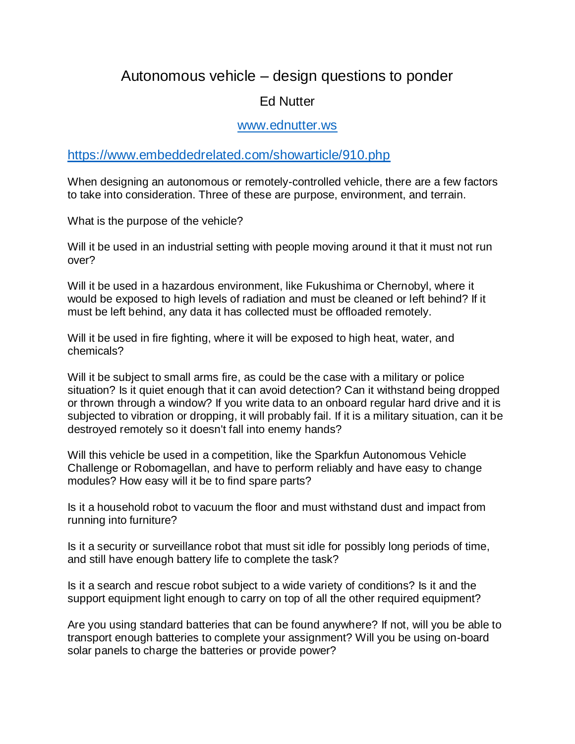# Autonomous vehicle – design questions to ponder

Ed Nutter

[www.ednutter.ws](http://www.ednutter.ws)

[https://www.embeddedrelated.com/showarticle/910.php](https://www.embeddedrelated.com/showarticle/910.php)

When designing an autonomous or remotely-controlled vehicle, there are a few factors to take into consideration. Three of these are purpose, environment, and terrain.

What is the purpose of the vehicle?

Will it be used in an industrial setting with people moving around it that it must not run over?

Will it be used in a hazardous environment, like Fukushima or Chernobyl, where it would be exposed to high levels of radiation and must be cleaned or left behind? If it must be left behind, any data it has collected must be offloaded remotely.

Will it be used in fire fighting, where it will be exposed to high heat, water, and chemicals?

Will it be subject to small arms fire, as could be the case with a military or police situation? Is it quiet enough that it can avoid detection? Can it withstand being dropped or thrown through a window? If you write data to an onboard regular hard drive and it is subjected to vibration or dropping, it will probably fail. If it is a military situation, can it be destroyed remotely so it doesn't fall into enemy hands?

Will this vehicle be used in a competition, like the Sparkfun Autonomous Vehicle Challenge or Robomagellan, and have to perform reliably and have easy to change modules? How easy will it be to find spare parts?

Is it a household robot to vacuum the floor and must withstand dust and impact from running into furniture?

Is it a security or surveillance robot that must sit idle for possibly long periods of time, and still have enough battery life to complete the task?

Is it a search and rescue robot subject to a wide variety of conditions? Is it and the support equipment light enough to carry on top of all the other required equipment?

Are you using standard batteries that can be found anywhere? If not, will you be able to transport enough batteries to complete your assignment? Will you be using on-board solar panels to charge the batteries or provide power?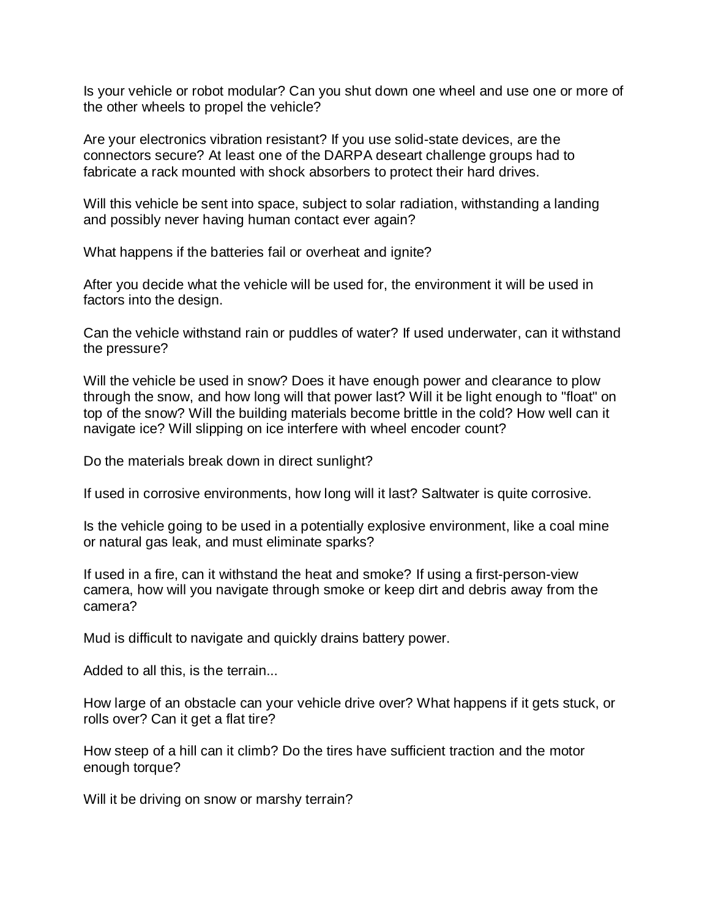Is your vehicle or robot modular? Can you shut down one wheel and use one or more of the other wheels to propel the vehicle?

Are your electronics vibration resistant? If you use solid-state devices, are the connectors secure? At least one of the DARPA deseart challenge groups had to fabricate a rack mounted with shock absorbers to protect their hard drives.

Will this vehicle be sent into space, subject to solar radiation, withstanding a landing and possibly never having human contact ever again?

What happens if the batteries fail or overheat and ignite?

After you decide what the vehicle will be used for, the environment it will be used in factors into the design.

Can the vehicle withstand rain or puddles of water? If used underwater, can it withstand the pressure?

Will the vehicle be used in snow? Does it have enough power and clearance to plow through the snow, and how long will that power last? Will it be light enough to "float" on top of the snow? Will the building materials become brittle in the cold? How well can it navigate ice? Will slipping on ice interfere with wheel encoder count?

Do the materials break down in direct sunlight?

If used in corrosive environments, how long will it last? Saltwater is quite corrosive.

Is the vehicle going to be used in a potentially explosive environment, like a coal mine or natural gas leak, and must eliminate sparks?

If used in a fire, can it withstand the heat and smoke? If using a first-person-view camera, how will you navigate through smoke or keep dirt and debris away from the camera?

Mud is difficult to navigate and quickly drains battery power.

Added to all this, is the terrain...

How large of an obstacle can your vehicle drive over? What happens if it gets stuck, or rolls over? Can it get a flat tire?

How steep of a hill can it climb? Do the tires have sufficient traction and the motor enough torque?

Will it be driving on snow or marshy terrain?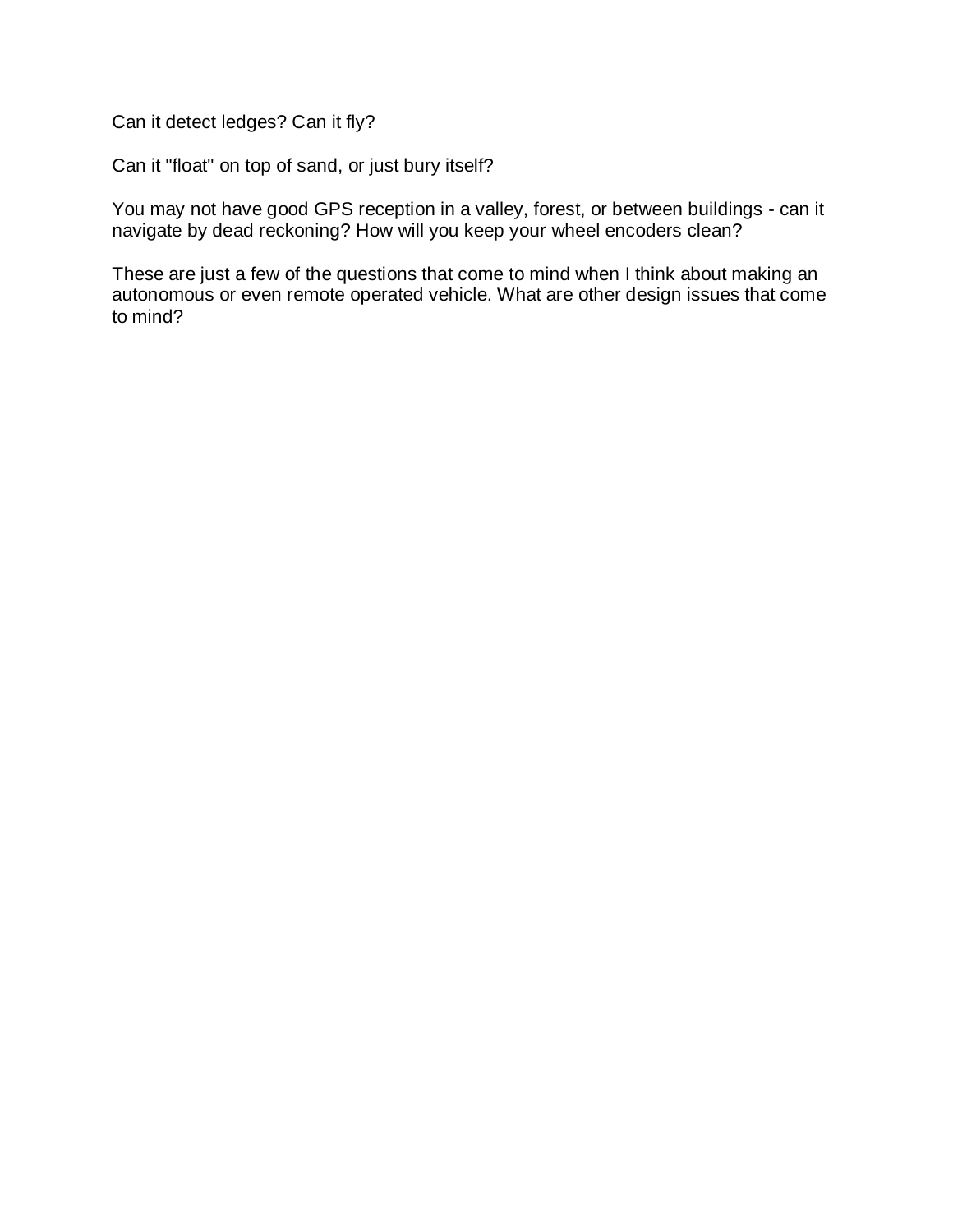Can it detect ledges? Can it fly?

Can it "float" on top of sand, or just bury itself?

You may not have good GPS reception in a valley, forest, or between buildings - can it navigate by dead reckoning? How will you keep your wheel encoders clean?

These are just a few of the questions that come to mind when I think about making an autonomous or even remote operated vehicle. What are other design issues that come to mind?